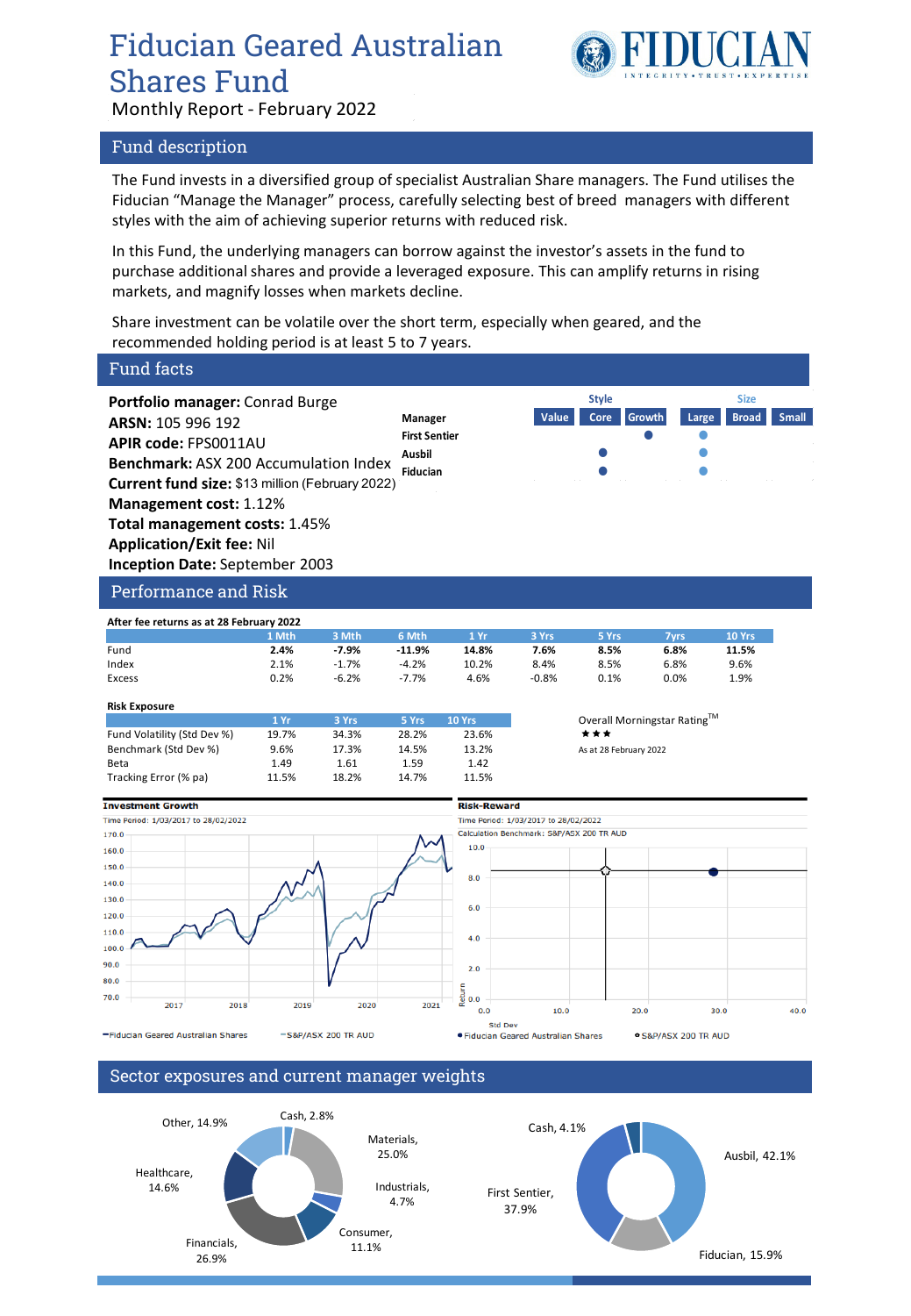# Fiducian Geared Australian Shares Fund

Monthly Report - February 2022

## Fund description

The Fund invests in a diversified group of specialist Australian Share managers. The Fund utilises the Fiducian "Manage the Manager" process, carefully selecting best of breed managers with different styles with the aim of achieving superior returns with reduced risk.

In this Fund, the underlying managers can borrow against the investor's assets in the fund to purchase additional shares and provide a leveraged exposure. This can amplify returns in rising markets, and magnify losses when markets decline.

Share investment can be volatile over the short term, especially when geared, and the recommended holding period is at least 5 to 7 years.

## Fund facts

**Portfolio manager:** Conrad Burge
**ARSN:** 105 996 192
**APIR code:** FPS0011AU
**Benchmark:** ASX 200 Accumulation Index
**Current fund size:** $13 million (February 2022)
**Management cost:** 1.12%
**Total management costs:** 1.45%
**Application/Exit fee:** Nil
**Inception Date:** September 2003

| Manager | Style: Value | Style: Core | Style: Growth | Size: Large | Size: Broad | Size: Small |
|---|---|---|---|---|---|---|
| First Sentier | | | ● | ● | | |
| Ausbil | | ● | | ● | | |
| Fiducian | | ● | | ● | | |

## Performance and Risk

**After fee returns as at 28 February 2022**

| | 1 Mth | 3 Mth | 6 Mth | 1 Yr | 3 Yrs | 5 Yrs | 7yrs | 10 Yrs |
|---|---|---|---|---|---|---|---|---|
| Fund | **2.4%** | **-7.9%** | **-11.9%** | **14.8%** | **7.6%** | **8.5%** | **6.8%** | **11.5%** |
| Index | 2.1% | -1.7% | -4.2% | 10.2% | 8.4% | 8.5% | 6.8% | 9.6% |
| Excess | 0.2% | -6.2% | -7.7% | 4.6% | -0.8% | 0.1% | 0.0% | 1.9% |

**Risk Exposure**

| | 1 Yr | 3 Yrs | 5 Yrs | 10 Yrs |
|---|---|---|---|---|
| Fund Volatility (Std Dev %) | 19.7% | 34.3% | 28.2% | 23.6% |
| Benchmark (Std Dev %) | 9.6% | 17.3% | 14.5% | 13.2% |
| Beta | 1.49 | 1.61 | 1.59 | 1.42 |
| Tracking Error (% pa) | 11.5% | 18.2% | 14.7% | 11.5% |

Overall Morningstar Rating™
★★★
As at 28 February 2022

**Investment Growth**
Time Period: 1/03/2017 to 28/02/2022
Fiducian Geared Australian Shares — S&P/ASX 200 TR AUD

**Risk-Reward**
Time Period: 1/03/2017 to 28/02/2022
Calculation Benchmark: S&P/ASX 200 TR AUD
Fiducian Geared Australian Shares — S&P/ASX 200 TR AUD

## Sector exposures and current manager weights

Sector exposures: Materials, 25.0%; Industrials, 4.7%; Consumer, 11.1%; Financials, 26.9%; Healthcare, 14.6%; Other, 14.9%; Cash, 2.8%

Manager weights: Ausbil, 42.1%; Fiducian, 15.9%; First Sentier, 37.9%; Cash, 4.1%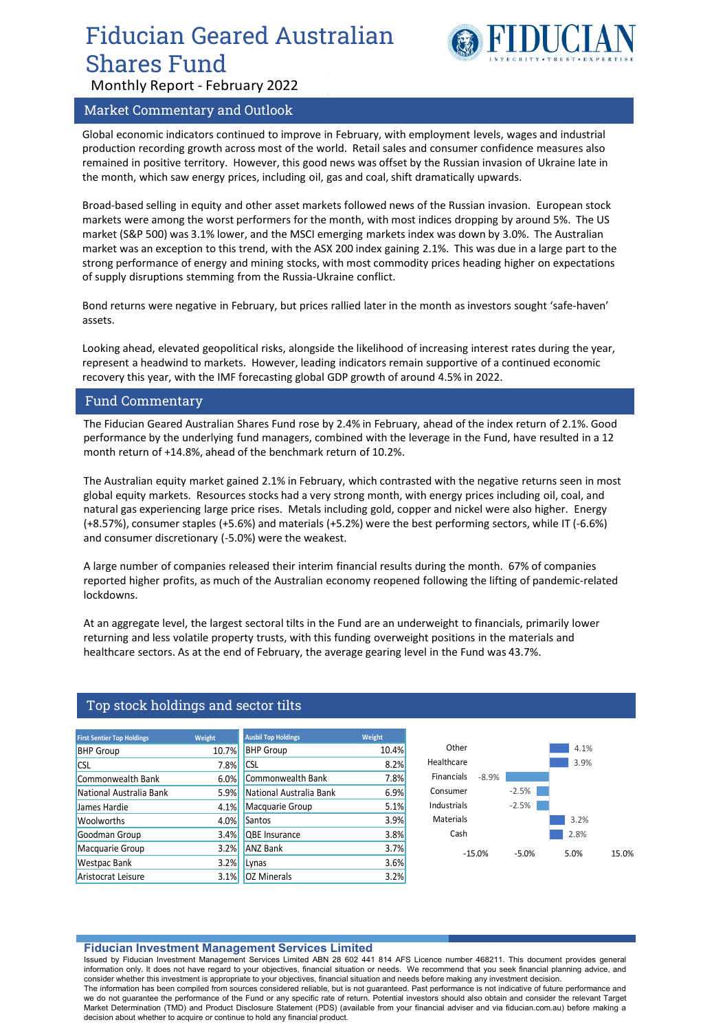# Fiducian Geared Australian Shares Fund

Monthly Report - February 2022

## Market Commentary and Outlook

Global economic indicators continued to improve in February, with employment levels, wages and industrial production recording growth across most of the world. Retail sales and consumer confidence measures also remained in positive territory. However, this good news was offset by the Russian invasion of Ukraine late in the month, which saw energy prices, including oil, gas and coal, shift dramatically upwards.

Broad-based selling in equity and other asset markets followed news of the Russian invasion. European stock markets were among the worst performers for the month, with most indices dropping by around 5%. The US market (S&P 500) was 3.1% lower, and the MSCI emerging markets index was down by 3.0%. The Australian market was an exception to this trend, with the ASX 200 index gaining 2.1%. This was due in a large part to the strong performance of energy and mining stocks, with most commodity prices heading higher on expectations of supply disruptions stemming from the Russia-Ukraine conflict.

Bond returns were negative in February, but prices rallied later in the month as investors sought 'safe-haven' assets.

Looking ahead, elevated geopolitical risks, alongside the likelihood of increasing interest rates during the year, represent a headwind to markets. However, leading indicators remain supportive of a continued economic recovery this year, with the IMF forecasting global GDP growth of around 4.5% in 2022.

## Fund Commentary

The Fiducian Geared Australian Shares Fund rose by 2.4% in February, ahead of the index return of 2.1%. Good performance by the underlying fund managers, combined with the leverage in the Fund, have resulted in a 12 month return of +14.8%, ahead of the benchmark return of 10.2%.

The Australian equity market gained 2.1% in February, which contrasted with the negative returns seen in most global equity markets. Resources stocks had a very strong month, with energy prices including oil, coal, and natural gas experiencing large price rises. Metals including gold, copper and nickel were also higher. Energy (+8.57%), consumer staples (+5.6%) and materials (+5.2%) were the best performing sectors, while IT (-6.6%) and consumer discretionary (-5.0%) were the weakest.

A large number of companies released their interim financial results during the month. 67% of companies reported higher profits, as much of the Australian economy reopened following the lifting of pandemic-related lockdowns.

At an aggregate level, the largest sectoral tilts in the Fund are an underweight to financials, primarily lower returning and less volatile property trusts, with this funding overweight positions in the materials and healthcare sectors. As at the end of February, the average gearing level in the Fund was 43.7%.

## Top stock holdings and sector tilts

| First Sentier Top Holdings | Weight |
|---|---|
| BHP Group | 10.7% |
| CSL | 7.8% |
| Commonwealth Bank | 6.0% |
| National Australia Bank | 5.9% |
| James Hardie | 4.1% |
| Woolworths | 4.0% |
| Goodman Group | 3.4% |
| Macquarie Group | 3.2% |
| Westpac Bank | 3.2% |
| Aristocrat Leisure | 3.1% |

| Ausbil Top Holdings | Weight |
|---|---|
| BHP Group | 10.4% |
| CSL | 8.2% |
| Commonwealth Bank | 7.8% |
| National Australia Bank | 6.9% |
| Macquarie Group | 5.1% |
| Santos | 3.9% |
| QBE Insurance | 3.8% |
| ANZ Bank | 3.7% |
| Lynas | 3.6% |
| OZ Minerals | 3.2% |

Other 4.1%
Healthcare 3.9%
Financials -8.9%
Consumer -2.5%
Industrials -2.5%
Materials 3.2%
Cash 2.8%

-15.0% -5.0% 5.0% 15.0%

**Fiducian Investment Management Services Limited**

Issued by Fiducian Investment Management Services Limited ABN 28 602 441 814 AFS Licence number 468211. This document provides general information only. It does not have regard to your objectives, financial situation or needs. We recommend that you seek financial planning advice, and consider whether this investment is appropriate to your objectives, financial situation and needs before making any investment decision.
The information has been compiled from sources considered reliable, but is not guaranteed. Past performance is not indicative of future performance and we do not guarantee the performance of the Fund or any specific rate of return. Potential investors should also obtain and consider the relevant Target Market Determination (TMD) and Product Disclosure Statement (PDS) (available from your financial adviser and via fiducian.com.au) before making a decision about whether to acquire or continue to hold any financial product.